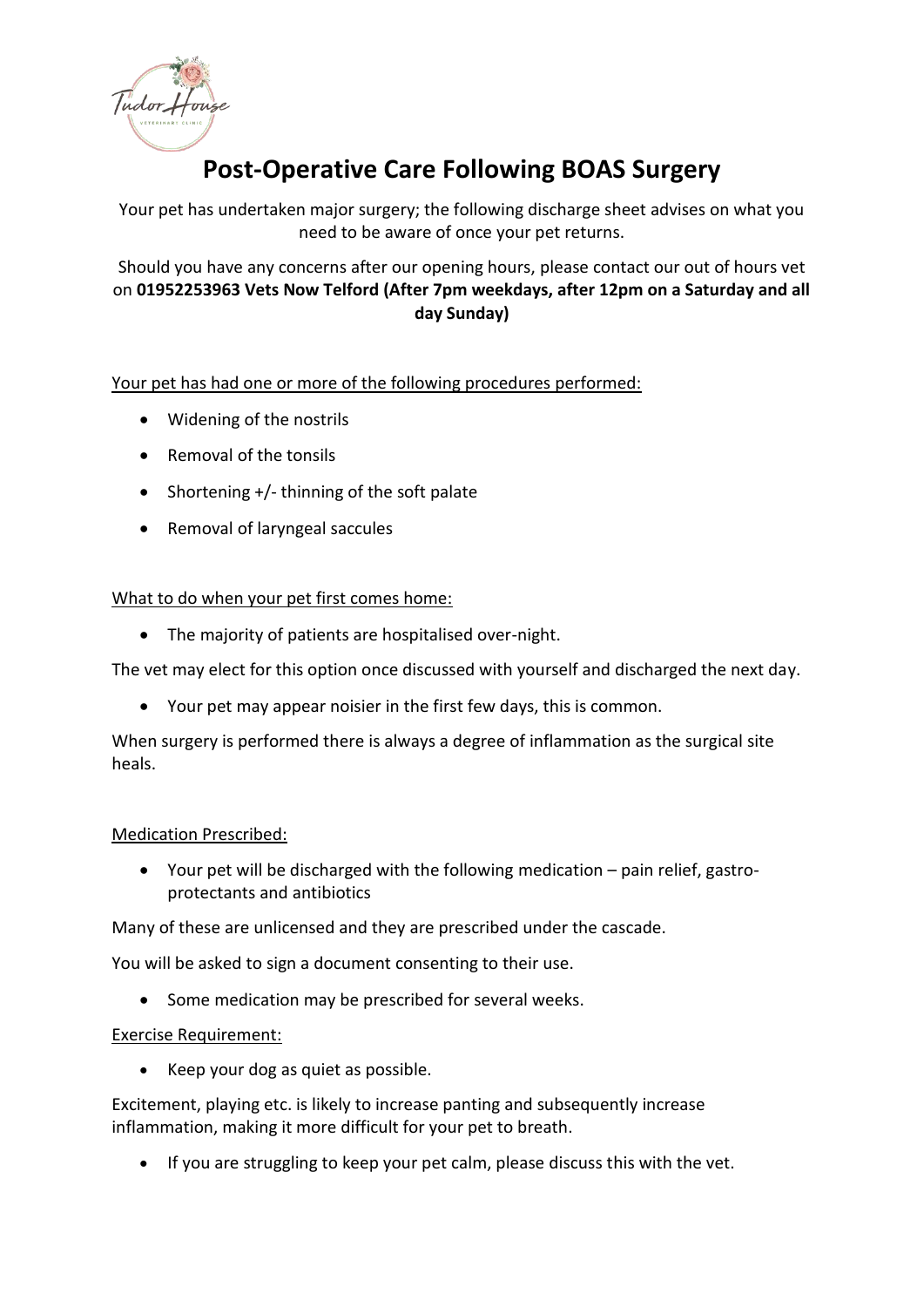# Post-Operative Care Following BOAS Surgery

Your pet has undertaken major surgery; the following discharge sheet advises on what you need to be aware of once your pet returns.

Should you have any concerns after our opening hours, please contact our out of hours vet on **01952253963 Vets Now Telford (After 7pm weekdays, after 12pm on a Saturday and all day Sunday)**

Your pet has had one or more of the following procedures performed:

- Widening of the nostrils
- Removal of the tonsils
- Shortening +/- thinning of the soft palate
- Removal of laryngeal saccules

What to do when your pet first comes home:

- The majority of patients are hospitalised over-night.

The vet may elect for this option once discussed with yourself and discharged the next day.

- Your pet may appear noisier in the first few days, this is common.

When surgery is performed there is always a degree of inflammation as the surgical site heals.

Medication Prescribed:

- Your pet will be discharged with the following medication – pain relief, gastro-protectants and antibiotics

Many of these are unlicensed and they are prescribed under the cascade.

You will be asked to sign a document consenting to their use.

- Some medication may be prescribed for several weeks.

Exercise Requirement:

- Keep your dog as quiet as possible.

Excitement, playing etc. is likely to increase panting and subsequently increase inflammation, making it more difficult for your pet to breath.

- If you are struggling to keep your pet calm, please discuss this with the vet.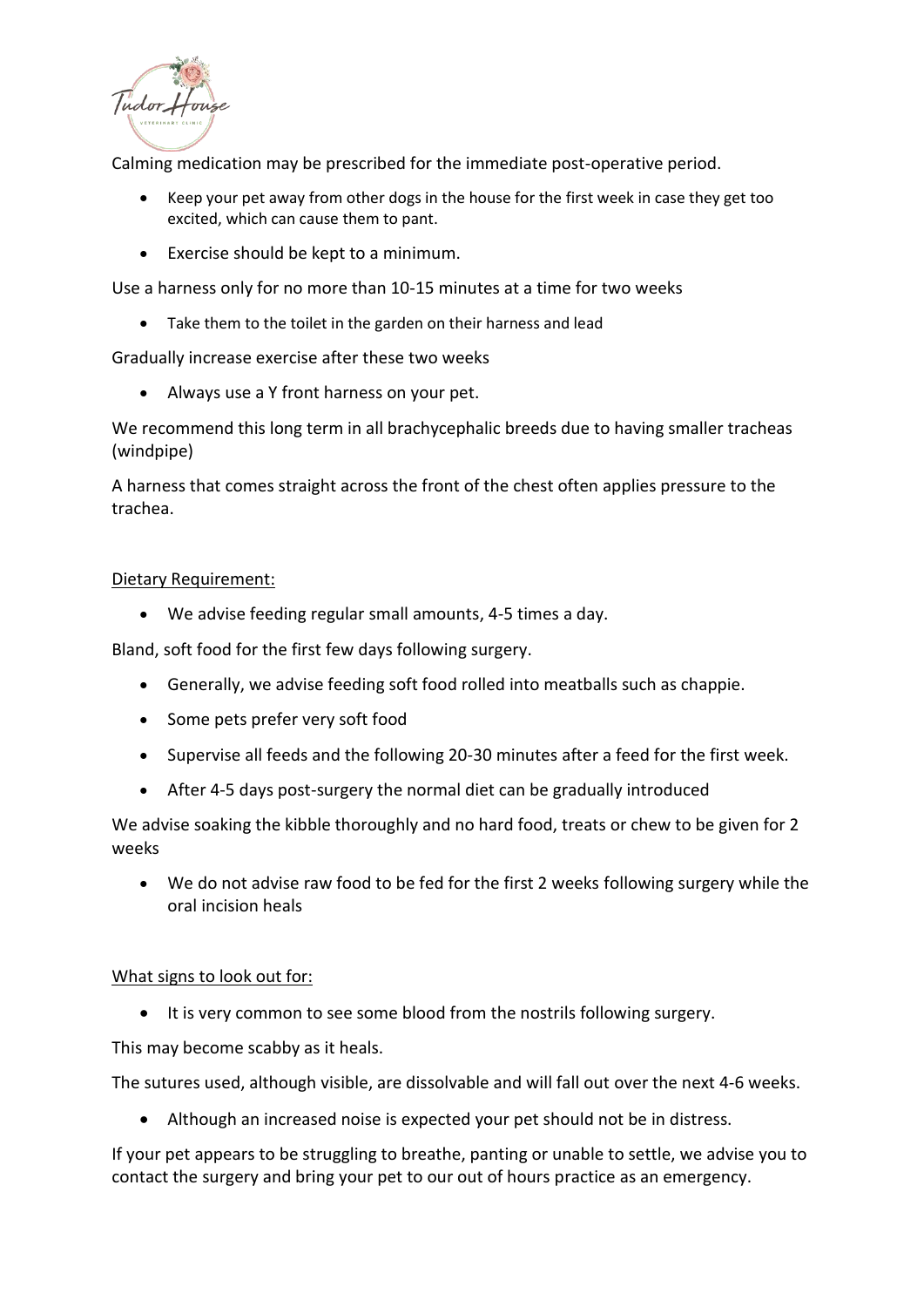Calming medication may be prescribed for the immediate post-operative period.

- Keep your pet away from other dogs in the house for the first week in case they get too excited, which can cause them to pant.
- Exercise should be kept to a minimum.

Use a harness only for no more than 10-15 minutes at a time for two weeks

- Take them to the toilet in the garden on their harness and lead

Gradually increase exercise after these two weeks

- Always use a Y front harness on your pet.

We recommend this long term in all brachycephalic breeds due to having smaller tracheas (windpipe)

A harness that comes straight across the front of the chest often applies pressure to the trachea.

<u>Dietary Requirement:</u>

- We advise feeding regular small amounts, 4-5 times a day.

Bland, soft food for the first few days following surgery.

- Generally, we advise feeding soft food rolled into meatballs such as chappie.
- Some pets prefer very soft food
- Supervise all feeds and the following 20-30 minutes after a feed for the first week.
- After 4-5 days post-surgery the normal diet can be gradually introduced

We advise soaking the kibble thoroughly and no hard food, treats or chew to be given for 2 weeks

- We do not advise raw food to be fed for the first 2 weeks following surgery while the oral incision heals

<u>What signs to look out for:</u>

- It is very common to see some blood from the nostrils following surgery.

This may become scabby as it heals.

The sutures used, although visible, are dissolvable and will fall out over the next 4-6 weeks.

- Although an increased noise is expected your pet should not be in distress.

If your pet appears to be struggling to breathe, panting or unable to settle, we advise you to contact the surgery and bring your pet to our out of hours practice as an emergency.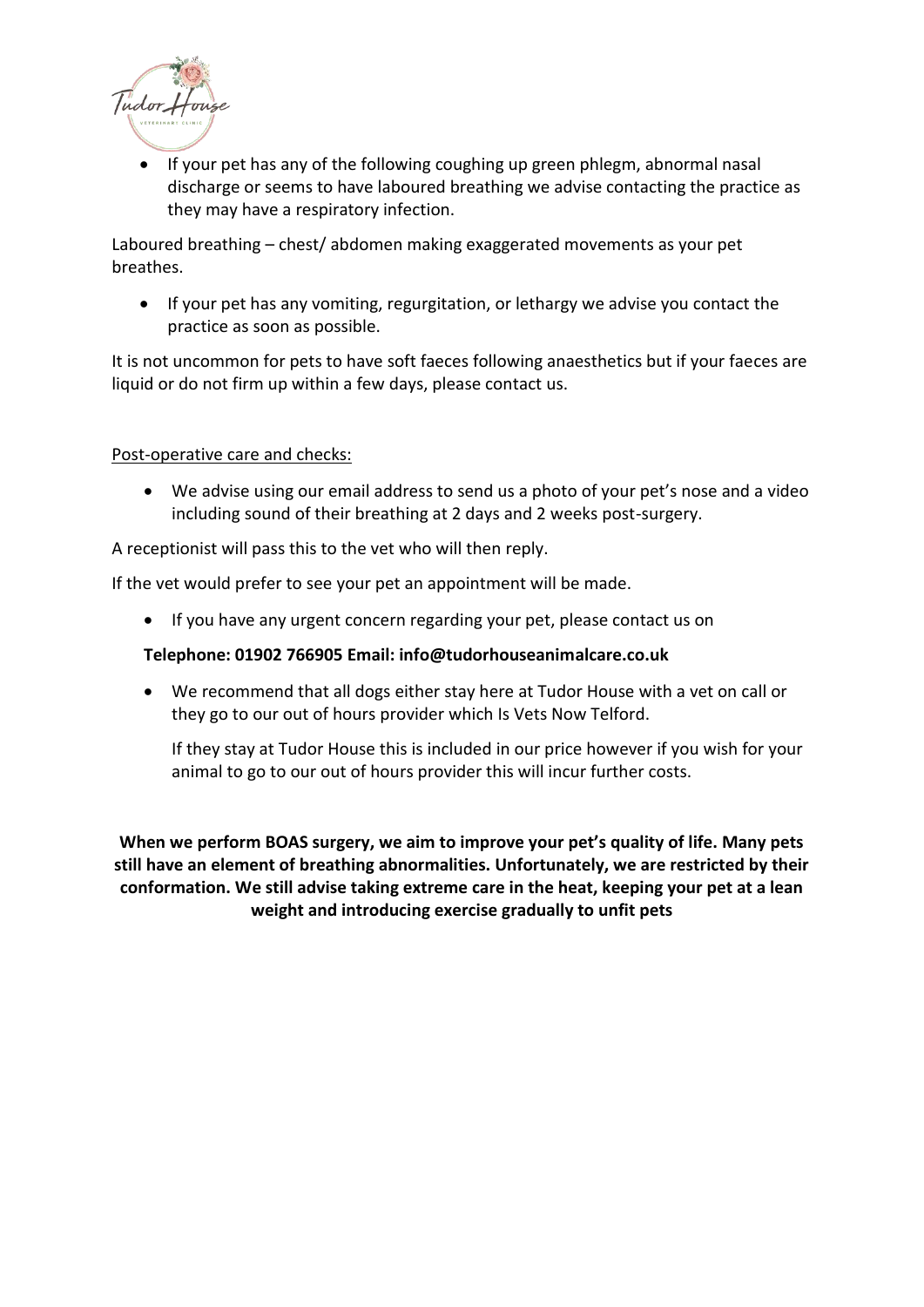- If your pet has any of the following coughing up green phlegm, abnormal nasal discharge or seems to have laboured breathing we advise contacting the practice as they may have a respiratory infection.

Laboured breathing – chest/ abdomen making exaggerated movements as your pet breathes.

- If your pet has any vomiting, regurgitation, or lethargy we advise you contact the practice as soon as possible.

It is not uncommon for pets to have soft faeces following anaesthetics but if your faeces are liquid or do not firm up within a few days, please contact us.

<u>Post-operative care and checks:</u>

- We advise using our email address to send us a photo of your pet's nose and a video including sound of their breathing at 2 days and 2 weeks post-surgery.

A receptionist will pass this to the vet who will then reply.

If the vet would prefer to see your pet an appointment will be made.

- If you have any urgent concern regarding your pet, please contact us on

**Telephone: 01902 766905 Email: info@tudorhouseanimalcare.co.uk**

- We recommend that all dogs either stay here at Tudor House with a vet on call or they go to our out of hours provider which Is Vets Now Telford.

  If they stay at Tudor House this is included in our price however if you wish for your animal to go to our out of hours provider this will incur further costs.

**When we perform BOAS surgery, we aim to improve your pet's quality of life. Many pets still have an element of breathing abnormalities. Unfortunately, we are restricted by their conformation. We still advise taking extreme care in the heat, keeping your pet at a lean weight and introducing exercise gradually to unfit pets**